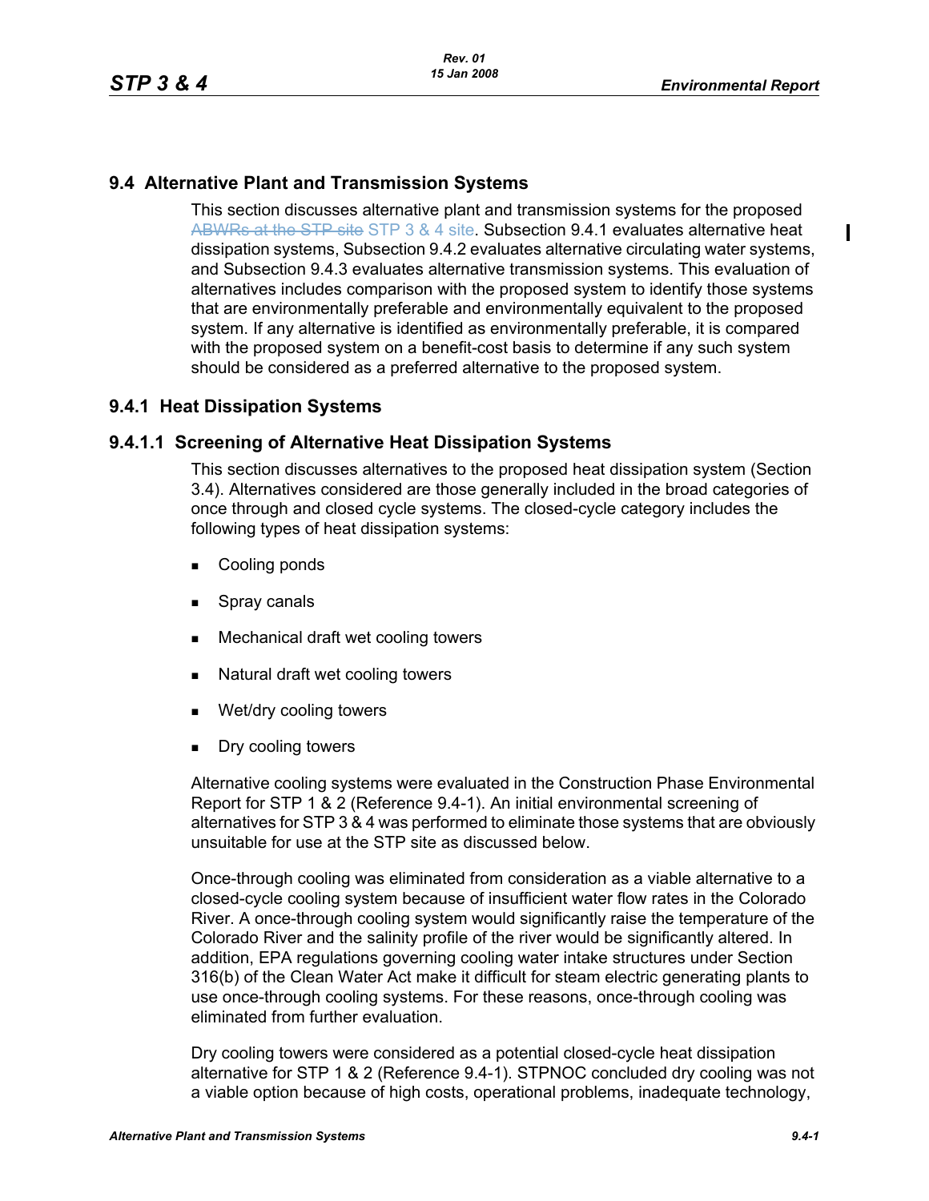## 9.4 Alternative Plant and Transmission Systems

This section discusses alternative plant and transmission systems for the proposed ~~ABWRs at the STP site~~ STP 3 & 4 site. Subsection 9.4.1 evaluates alternative heat dissipation systems, Subsection 9.4.2 evaluates alternative circulating water systems, and Subsection 9.4.3 evaluates alternative transmission systems. This evaluation of alternatives includes comparison with the proposed system to identify those systems that are environmentally preferable and environmentally equivalent to the proposed system. If any alternative is identified as environmentally preferable, it is compared with the proposed system on a benefit-cost basis to determine if any such system should be considered as a preferred alternative to the proposed system.

### 9.4.1 Heat Dissipation Systems

#### 9.4.1.1 Screening of Alternative Heat Dissipation Systems

This section discusses alternatives to the proposed heat dissipation system (Section 3.4). Alternatives considered are those generally included in the broad categories of once through and closed cycle systems. The closed-cycle category includes the following types of heat dissipation systems:

- Cooling ponds
- Spray canals
- Mechanical draft wet cooling towers
- Natural draft wet cooling towers
- Wet/dry cooling towers
- Dry cooling towers

Alternative cooling systems were evaluated in the Construction Phase Environmental Report for STP 1 & 2 (Reference 9.4-1). An initial environmental screening of alternatives for STP 3 & 4 was performed to eliminate those systems that are obviously unsuitable for use at the STP site as discussed below.

Once-through cooling was eliminated from consideration as a viable alternative to a closed-cycle cooling system because of insufficient water flow rates in the Colorado River. A once-through cooling system would significantly raise the temperature of the Colorado River and the salinity profile of the river would be significantly altered. In addition, EPA regulations governing cooling water intake structures under Section 316(b) of the Clean Water Act make it difficult for steam electric generating plants to use once-through cooling systems. For these reasons, once-through cooling was eliminated from further evaluation.

Dry cooling towers were considered as a potential closed-cycle heat dissipation alternative for STP 1 & 2 (Reference 9.4-1). STPNOC concluded dry cooling was not a viable option because of high costs, operational problems, inadequate technology,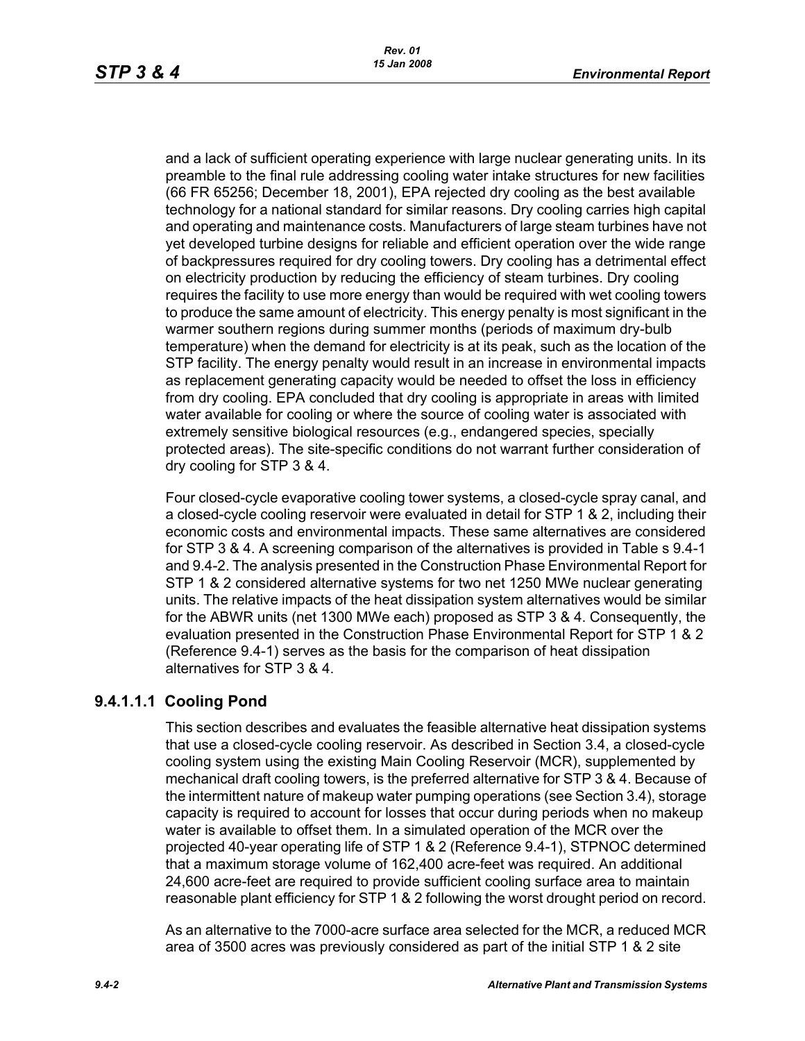and a lack of sufficient operating experience with large nuclear generating units. In its preamble to the final rule addressing cooling water intake structures for new facilities (66 FR 65256; December 18, 2001), EPA rejected dry cooling as the best available technology for a national standard for similar reasons. Dry cooling carries high capital and operating and maintenance costs. Manufacturers of large steam turbines have not yet developed turbine designs for reliable and efficient operation over the wide range of backpressures required for dry cooling towers. Dry cooling has a detrimental effect on electricity production by reducing the efficiency of steam turbines. Dry cooling requires the facility to use more energy than would be required with wet cooling towers to produce the same amount of electricity. This energy penalty is most significant in the warmer southern regions during summer months (periods of maximum dry-bulb temperature) when the demand for electricity is at its peak, such as the location of the STP facility. The energy penalty would result in an increase in environmental impacts as replacement generating capacity would be needed to offset the loss in efficiency from dry cooling. EPA concluded that dry cooling is appropriate in areas with limited water available for cooling or where the source of cooling water is associated with extremely sensitive biological resources (e.g., endangered species, specially protected areas). The site-specific conditions do not warrant further consideration of dry cooling for STP 3 & 4.

Four closed-cycle evaporative cooling tower systems, a closed-cycle spray canal, and a closed-cycle cooling reservoir were evaluated in detail for STP 1 & 2, including their economic costs and environmental impacts. These same alternatives are considered for STP 3 & 4. A screening comparison of the alternatives is provided in Table s 9.4-1 and 9.4-2. The analysis presented in the Construction Phase Environmental Report for STP 1 & 2 considered alternative systems for two net 1250 MWe nuclear generating units. The relative impacts of the heat dissipation system alternatives would be similar for the ABWR units (net 1300 MWe each) proposed as STP 3 & 4. Consequently, the evaluation presented in the Construction Phase Environmental Report for STP 1 & 2 (Reference 9.4-1) serves as the basis for the comparison of heat dissipation alternatives for STP 3 & 4.

#### 9.4.1.1.1 Cooling Pond

This section describes and evaluates the feasible alternative heat dissipation systems that use a closed-cycle cooling reservoir. As described in Section 3.4, a closed-cycle cooling system using the existing Main Cooling Reservoir (MCR), supplemented by mechanical draft cooling towers, is the preferred alternative for STP 3 & 4. Because of the intermittent nature of makeup water pumping operations (see Section 3.4), storage capacity is required to account for losses that occur during periods when no makeup water is available to offset them. In a simulated operation of the MCR over the projected 40-year operating life of STP 1 & 2 (Reference 9.4-1), STPNOC determined that a maximum storage volume of 162,400 acre-feet was required. An additional 24,600 acre-feet are required to provide sufficient cooling surface area to maintain reasonable plant efficiency for STP 1 & 2 following the worst drought period on record.

As an alternative to the 7000-acre surface area selected for the MCR, a reduced MCR area of 3500 acres was previously considered as part of the initial STP 1 & 2 site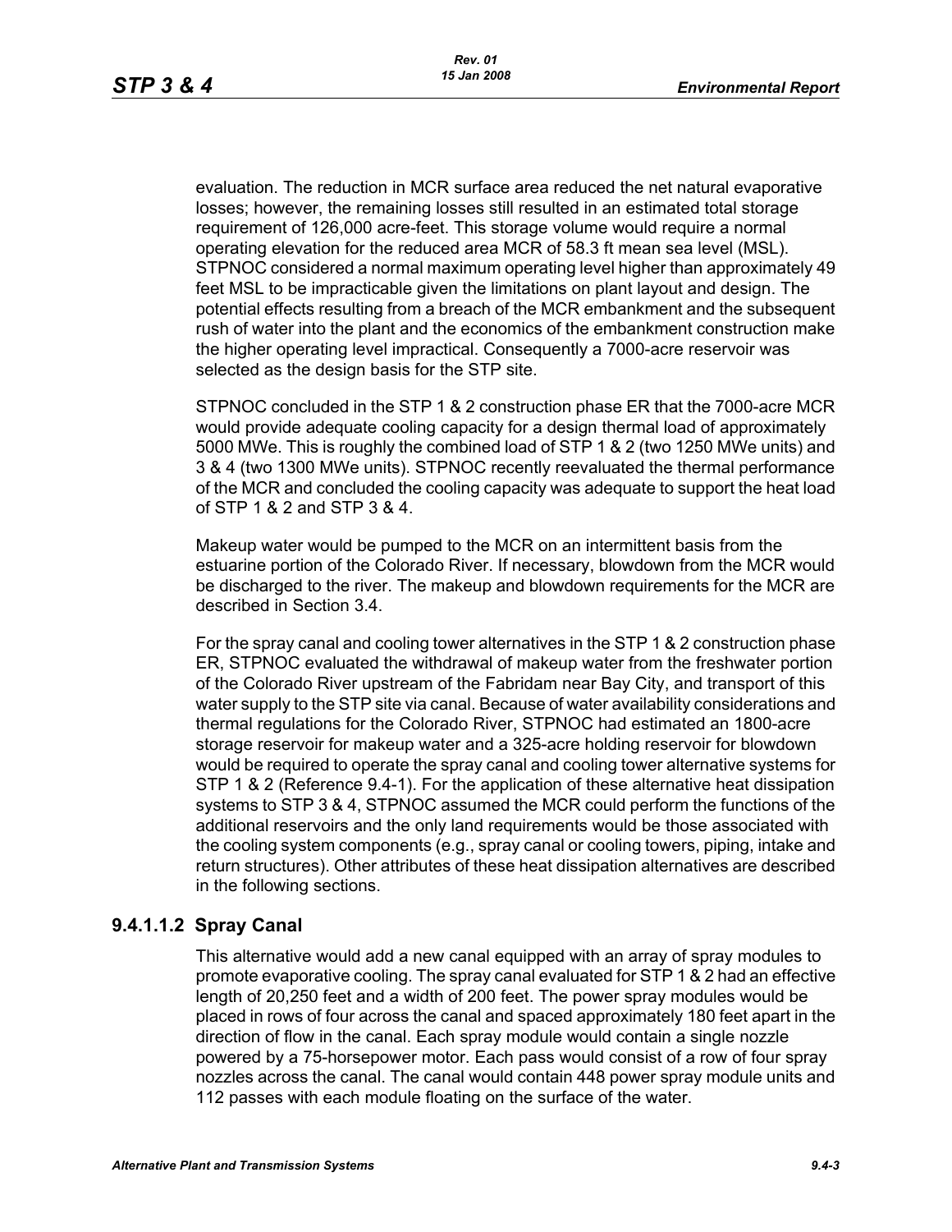evaluation. The reduction in MCR surface area reduced the net natural evaporative losses; however, the remaining losses still resulted in an estimated total storage requirement of 126,000 acre-feet. This storage volume would require a normal operating elevation for the reduced area MCR of 58.3 ft mean sea level (MSL). STPNOC considered a normal maximum operating level higher than approximately 49 feet MSL to be impracticable given the limitations on plant layout and design. The potential effects resulting from a breach of the MCR embankment and the subsequent rush of water into the plant and the economics of the embankment construction make the higher operating level impractical. Consequently a 7000-acre reservoir was selected as the design basis for the STP site.

STPNOC concluded in the STP 1 & 2 construction phase ER that the 7000-acre MCR would provide adequate cooling capacity for a design thermal load of approximately 5000 MWe. This is roughly the combined load of STP 1 & 2 (two 1250 MWe units) and 3 & 4 (two 1300 MWe units). STPNOC recently reevaluated the thermal performance of the MCR and concluded the cooling capacity was adequate to support the heat load of STP 1 & 2 and STP 3 & 4.

Makeup water would be pumped to the MCR on an intermittent basis from the estuarine portion of the Colorado River. If necessary, blowdown from the MCR would be discharged to the river. The makeup and blowdown requirements for the MCR are described in Section 3.4.

For the spray canal and cooling tower alternatives in the STP 1 & 2 construction phase ER, STPNOC evaluated the withdrawal of makeup water from the freshwater portion of the Colorado River upstream of the Fabridam near Bay City, and transport of this water supply to the STP site via canal. Because of water availability considerations and thermal regulations for the Colorado River, STPNOC had estimated an 1800-acre storage reservoir for makeup water and a 325-acre holding reservoir for blowdown would be required to operate the spray canal and cooling tower alternative systems for STP 1 & 2 (Reference 9.4-1). For the application of these alternative heat dissipation systems to STP 3 & 4, STPNOC assumed the MCR could perform the functions of the additional reservoirs and the only land requirements would be those associated with the cooling system components (e.g., spray canal or cooling towers, piping, intake and return structures). Other attributes of these heat dissipation alternatives are described in the following sections.

#### 9.4.1.1.2 Spray Canal

This alternative would add a new canal equipped with an array of spray modules to promote evaporative cooling. The spray canal evaluated for STP 1 & 2 had an effective length of 20,250 feet and a width of 200 feet. The power spray modules would be placed in rows of four across the canal and spaced approximately 180 feet apart in the direction of flow in the canal. Each spray module would contain a single nozzle powered by a 75-horsepower motor. Each pass would consist of a row of four spray nozzles across the canal. The canal would contain 448 power spray module units and 112 passes with each module floating on the surface of the water.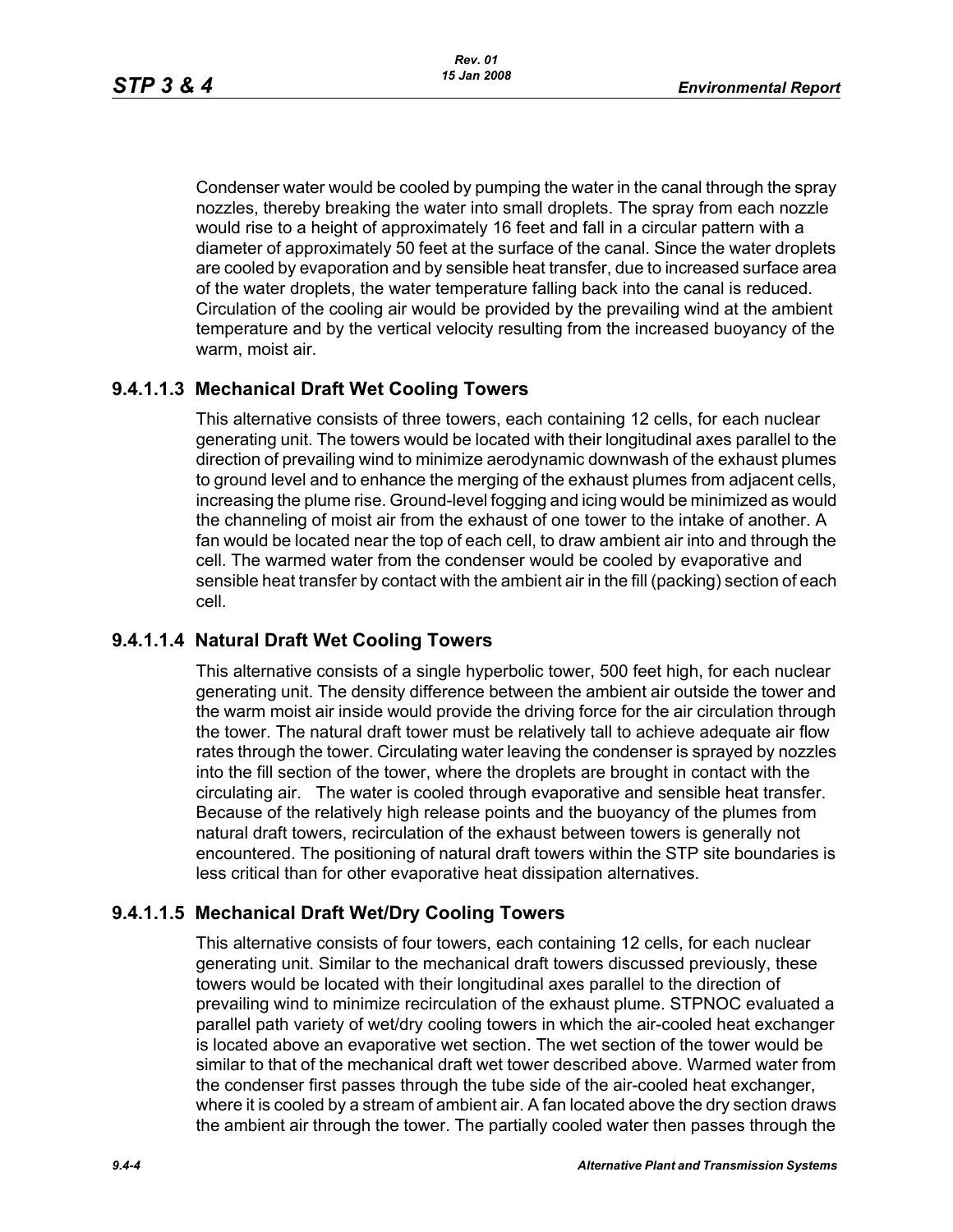Condenser water would be cooled by pumping the water in the canal through the spray nozzles, thereby breaking the water into small droplets. The spray from each nozzle would rise to a height of approximately 16 feet and fall in a circular pattern with a diameter of approximately 50 feet at the surface of the canal. Since the water droplets are cooled by evaporation and by sensible heat transfer, due to increased surface area of the water droplets, the water temperature falling back into the canal is reduced. Circulation of the cooling air would be provided by the prevailing wind at the ambient temperature and by the vertical velocity resulting from the increased buoyancy of the warm, moist air.

## 9.4.1.1.3 Mechanical Draft Wet Cooling Towers

This alternative consists of three towers, each containing 12 cells, for each nuclear generating unit. The towers would be located with their longitudinal axes parallel to the direction of prevailing wind to minimize aerodynamic downwash of the exhaust plumes to ground level and to enhance the merging of the exhaust plumes from adjacent cells, increasing the plume rise. Ground-level fogging and icing would be minimized as would the channeling of moist air from the exhaust of one tower to the intake of another. A fan would be located near the top of each cell, to draw ambient air into and through the cell. The warmed water from the condenser would be cooled by evaporative and sensible heat transfer by contact with the ambient air in the fill (packing) section of each cell.

## 9.4.1.1.4 Natural Draft Wet Cooling Towers

This alternative consists of a single hyperbolic tower, 500 feet high, for each nuclear generating unit. The density difference between the ambient air outside the tower and the warm moist air inside would provide the driving force for the air circulation through the tower. The natural draft tower must be relatively tall to achieve adequate air flow rates through the tower. Circulating water leaving the condenser is sprayed by nozzles into the fill section of the tower, where the droplets are brought in contact with the circulating air. The water is cooled through evaporative and sensible heat transfer. Because of the relatively high release points and the buoyancy of the plumes from natural draft towers, recirculation of the exhaust between towers is generally not encountered. The positioning of natural draft towers within the STP site boundaries is less critical than for other evaporative heat dissipation alternatives.

## 9.4.1.1.5 Mechanical Draft Wet/Dry Cooling Towers

This alternative consists of four towers, each containing 12 cells, for each nuclear generating unit. Similar to the mechanical draft towers discussed previously, these towers would be located with their longitudinal axes parallel to the direction of prevailing wind to minimize recirculation of the exhaust plume. STPNOC evaluated a parallel path variety of wet/dry cooling towers in which the air-cooled heat exchanger is located above an evaporative wet section. The wet section of the tower would be similar to that of the mechanical draft wet tower described above. Warmed water from the condenser first passes through the tube side of the air-cooled heat exchanger, where it is cooled by a stream of ambient air. A fan located above the dry section draws the ambient air through the tower. The partially cooled water then passes through the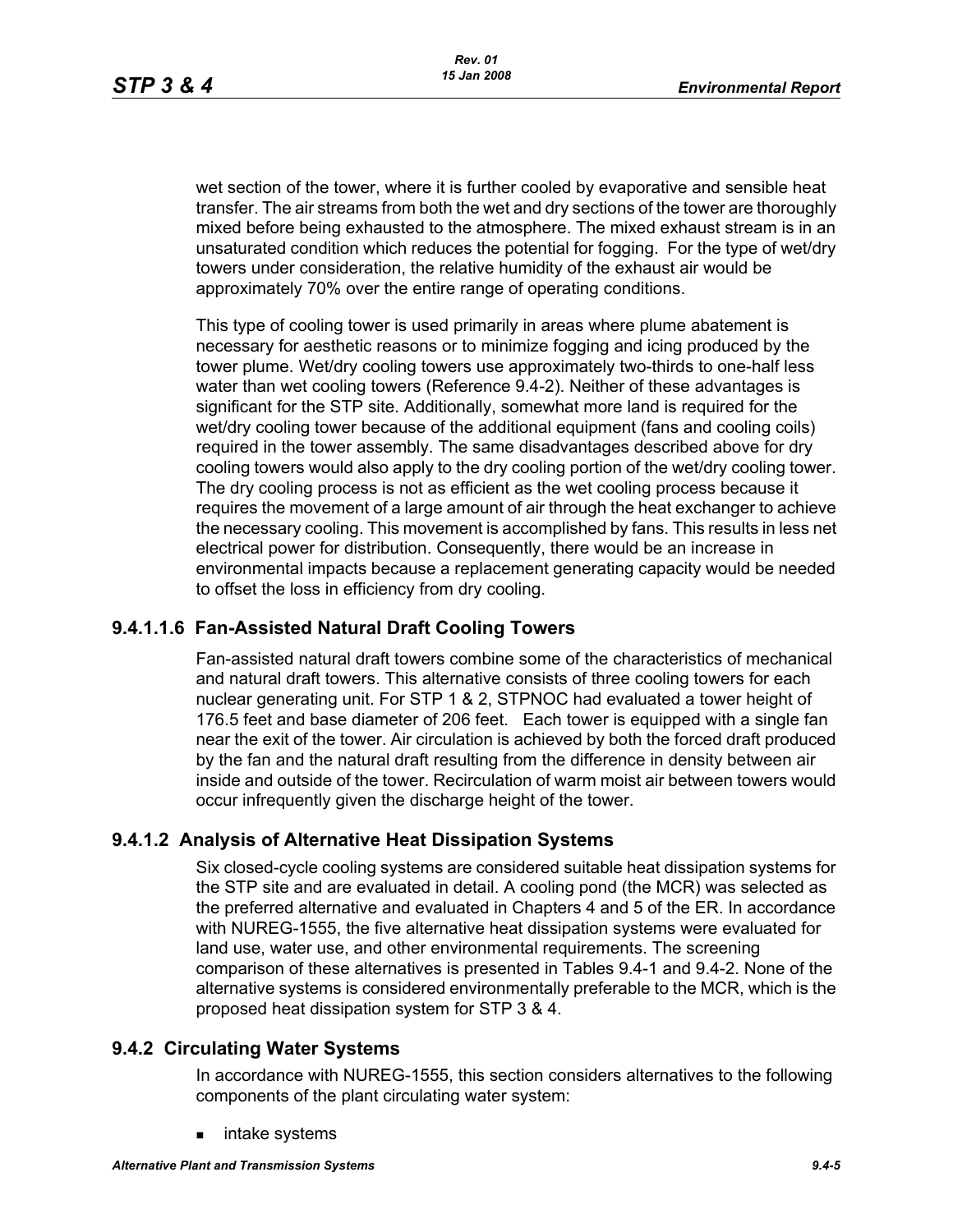wet section of the tower, where it is further cooled by evaporative and sensible heat transfer. The air streams from both the wet and dry sections of the tower are thoroughly mixed before being exhausted to the atmosphere. The mixed exhaust stream is in an unsaturated condition which reduces the potential for fogging. For the type of wet/dry towers under consideration, the relative humidity of the exhaust air would be approximately 70% over the entire range of operating conditions.

This type of cooling tower is used primarily in areas where plume abatement is necessary for aesthetic reasons or to minimize fogging and icing produced by the tower plume. Wet/dry cooling towers use approximately two-thirds to one-half less water than wet cooling towers (Reference 9.4-2). Neither of these advantages is significant for the STP site. Additionally, somewhat more land is required for the wet/dry cooling tower because of the additional equipment (fans and cooling coils) required in the tower assembly. The same disadvantages described above for dry cooling towers would also apply to the dry cooling portion of the wet/dry cooling tower. The dry cooling process is not as efficient as the wet cooling process because it requires the movement of a large amount of air through the heat exchanger to achieve the necessary cooling. This movement is accomplished by fans. This results in less net electrical power for distribution. Consequently, there would be an increase in environmental impacts because a replacement generating capacity would be needed to offset the loss in efficiency from dry cooling.

#### 9.4.1.1.6 Fan-Assisted Natural Draft Cooling Towers

Fan-assisted natural draft towers combine some of the characteristics of mechanical and natural draft towers. This alternative consists of three cooling towers for each nuclear generating unit. For STP 1 & 2, STPNOC had evaluated a tower height of 176.5 feet and base diameter of 206 feet. Each tower is equipped with a single fan near the exit of the tower. Air circulation is achieved by both the forced draft produced by the fan and the natural draft resulting from the difference in density between air inside and outside of the tower. Recirculation of warm moist air between towers would occur infrequently given the discharge height of the tower.

### 9.4.1.2 Analysis of Alternative Heat Dissipation Systems

Six closed-cycle cooling systems are considered suitable heat dissipation systems for the STP site and are evaluated in detail. A cooling pond (the MCR) was selected as the preferred alternative and evaluated in Chapters 4 and 5 of the ER. In accordance with NUREG-1555, the five alternative heat dissipation systems were evaluated for land use, water use, and other environmental requirements. The screening comparison of these alternatives is presented in Tables 9.4-1 and 9.4-2. None of the alternative systems is considered environmentally preferable to the MCR, which is the proposed heat dissipation system for STP 3 & 4.

## 9.4.2 Circulating Water Systems

In accordance with NUREG-1555, this section considers alternatives to the following components of the plant circulating water system:

- intake systems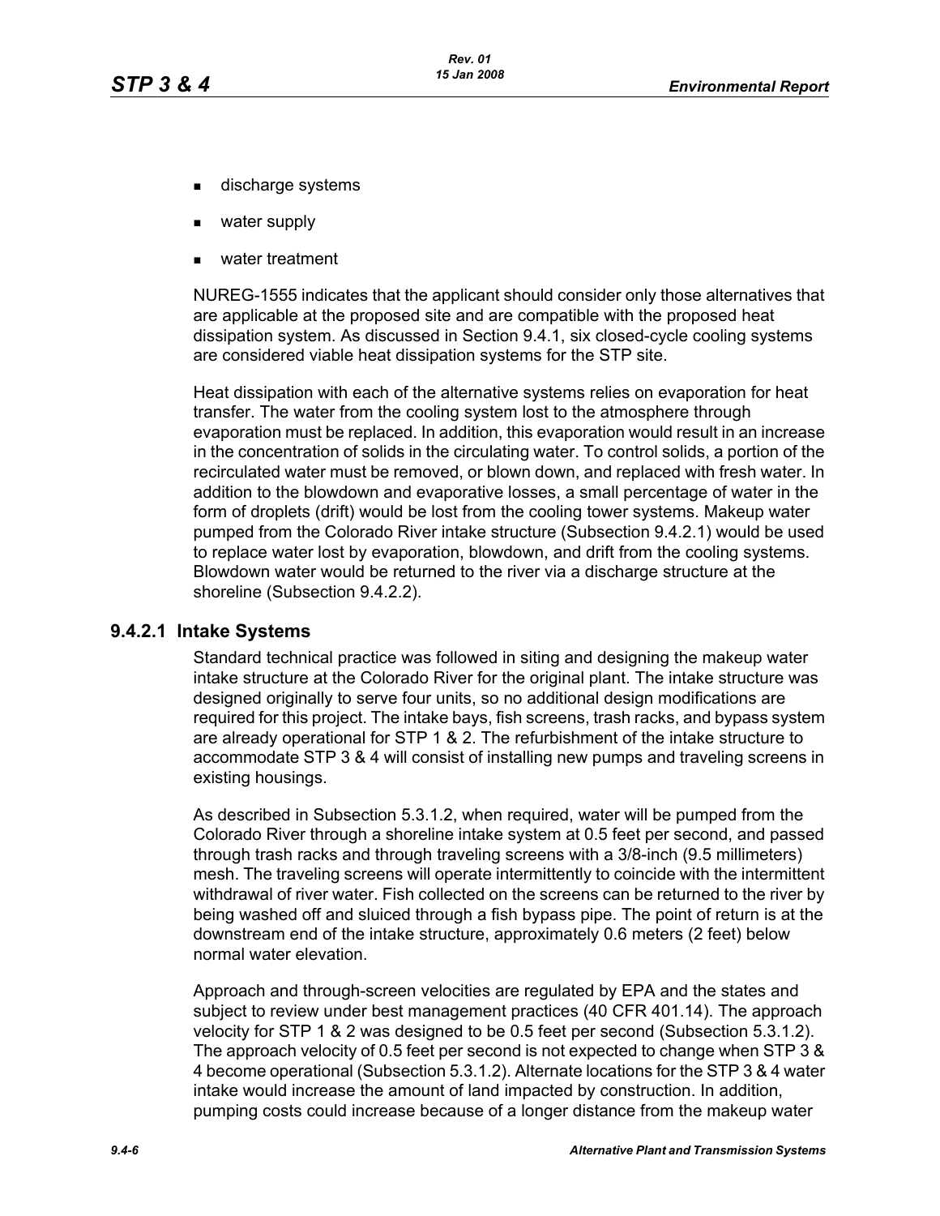- discharge systems
- water supply
- water treatment

NUREG-1555 indicates that the applicant should consider only those alternatives that are applicable at the proposed site and are compatible with the proposed heat dissipation system. As discussed in Section 9.4.1, six closed-cycle cooling systems are considered viable heat dissipation systems for the STP site.

Heat dissipation with each of the alternative systems relies on evaporation for heat transfer. The water from the cooling system lost to the atmosphere through evaporation must be replaced. In addition, this evaporation would result in an increase in the concentration of solids in the circulating water. To control solids, a portion of the recirculated water must be removed, or blown down, and replaced with fresh water. In addition to the blowdown and evaporative losses, a small percentage of water in the form of droplets (drift) would be lost from the cooling tower systems. Makeup water pumped from the Colorado River intake structure (Subsection 9.4.2.1) would be used to replace water lost by evaporation, blowdown, and drift from the cooling systems. Blowdown water would be returned to the river via a discharge structure at the shoreline (Subsection 9.4.2.2).

### 9.4.2.1 Intake Systems

Standard technical practice was followed in siting and designing the makeup water intake structure at the Colorado River for the original plant. The intake structure was designed originally to serve four units, so no additional design modifications are required for this project. The intake bays, fish screens, trash racks, and bypass system are already operational for STP 1 & 2. The refurbishment of the intake structure to accommodate STP 3 & 4 will consist of installing new pumps and traveling screens in existing housings.

As described in Subsection 5.3.1.2, when required, water will be pumped from the Colorado River through a shoreline intake system at 0.5 feet per second, and passed through trash racks and through traveling screens with a 3/8-inch (9.5 millimeters) mesh. The traveling screens will operate intermittently to coincide with the intermittent withdrawal of river water. Fish collected on the screens can be returned to the river by being washed off and sluiced through a fish bypass pipe. The point of return is at the downstream end of the intake structure, approximately 0.6 meters (2 feet) below normal water elevation.

Approach and through-screen velocities are regulated by EPA and the states and subject to review under best management practices (40 CFR 401.14). The approach velocity for STP 1 & 2 was designed to be 0.5 feet per second (Subsection 5.3.1.2). The approach velocity of 0.5 feet per second is not expected to change when STP 3 & 4 become operational (Subsection 5.3.1.2). Alternate locations for the STP 3 & 4 water intake would increase the amount of land impacted by construction. In addition, pumping costs could increase because of a longer distance from the makeup water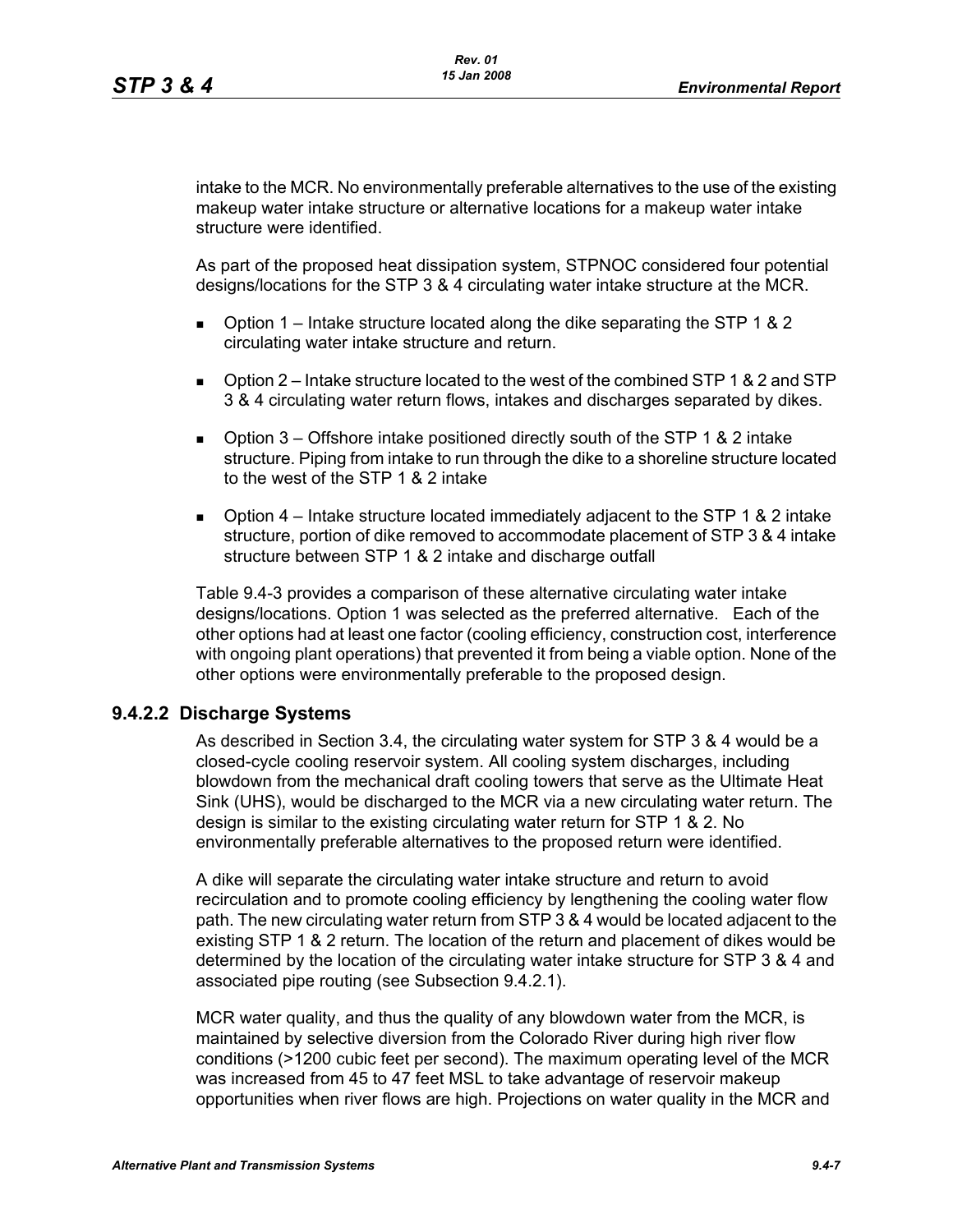intake to the MCR. No environmentally preferable alternatives to the use of the existing makeup water intake structure or alternative locations for a makeup water intake structure were identified.

As part of the proposed heat dissipation system, STPNOC considered four potential designs/locations for the STP 3 & 4 circulating water intake structure at the MCR.

- Option 1 – Intake structure located along the dike separating the STP 1 & 2 circulating water intake structure and return.
- Option 2 – Intake structure located to the west of the combined STP 1 & 2 and STP 3 & 4 circulating water return flows, intakes and discharges separated by dikes.
- Option 3 – Offshore intake positioned directly south of the STP 1 & 2 intake structure. Piping from intake to run through the dike to a shoreline structure located to the west of the STP 1 & 2 intake
- Option 4 – Intake structure located immediately adjacent to the STP 1 & 2 intake structure, portion of dike removed to accommodate placement of STP 3 & 4 intake structure between STP 1 & 2 intake and discharge outfall

Table 9.4-3 provides a comparison of these alternative circulating water intake designs/locations. Option 1 was selected as the preferred alternative. Each of the other options had at least one factor (cooling efficiency, construction cost, interference with ongoing plant operations) that prevented it from being a viable option. None of the other options were environmentally preferable to the proposed design.

### 9.4.2.2 Discharge Systems

As described in Section 3.4, the circulating water system for STP 3 & 4 would be a closed-cycle cooling reservoir system. All cooling system discharges, including blowdown from the mechanical draft cooling towers that serve as the Ultimate Heat Sink (UHS), would be discharged to the MCR via a new circulating water return. The design is similar to the existing circulating water return for STP 1 & 2. No environmentally preferable alternatives to the proposed return were identified.

A dike will separate the circulating water intake structure and return to avoid recirculation and to promote cooling efficiency by lengthening the cooling water flow path. The new circulating water return from STP 3 & 4 would be located adjacent to the existing STP 1 & 2 return. The location of the return and placement of dikes would be determined by the location of the circulating water intake structure for STP 3 & 4 and associated pipe routing (see Subsection 9.4.2.1).

MCR water quality, and thus the quality of any blowdown water from the MCR, is maintained by selective diversion from the Colorado River during high river flow conditions (>1200 cubic feet per second). The maximum operating level of the MCR was increased from 45 to 47 feet MSL to take advantage of reservoir makeup opportunities when river flows are high. Projections on water quality in the MCR and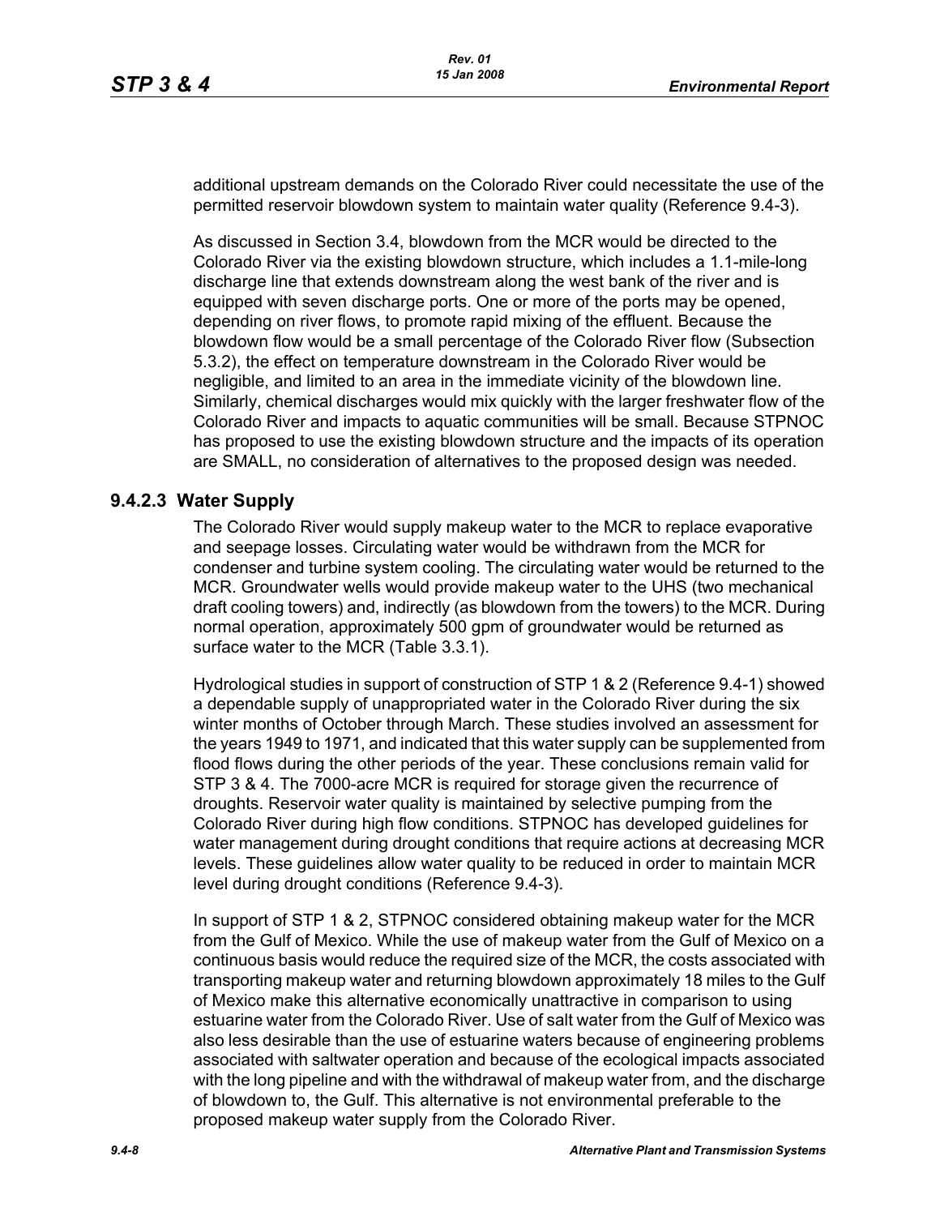additional upstream demands on the Colorado River could necessitate the use of the permitted reservoir blowdown system to maintain water quality (Reference 9.4-3).

As discussed in Section 3.4, blowdown from the MCR would be directed to the Colorado River via the existing blowdown structure, which includes a 1.1-mile-long discharge line that extends downstream along the west bank of the river and is equipped with seven discharge ports. One or more of the ports may be opened, depending on river flows, to promote rapid mixing of the effluent. Because the blowdown flow would be a small percentage of the Colorado River flow (Subsection 5.3.2), the effect on temperature downstream in the Colorado River would be negligible, and limited to an area in the immediate vicinity of the blowdown line. Similarly, chemical discharges would mix quickly with the larger freshwater flow of the Colorado River and impacts to aquatic communities will be small. Because STPNOC has proposed to use the existing blowdown structure and the impacts of its operation are SMALL, no consideration of alternatives to the proposed design was needed.

### 9.4.2.3 Water Supply

The Colorado River would supply makeup water to the MCR to replace evaporative and seepage losses. Circulating water would be withdrawn from the MCR for condenser and turbine system cooling. The circulating water would be returned to the MCR. Groundwater wells would provide makeup water to the UHS (two mechanical draft cooling towers) and, indirectly (as blowdown from the towers) to the MCR. During normal operation, approximately 500 gpm of groundwater would be returned as surface water to the MCR (Table 3.3.1).

Hydrological studies in support of construction of STP 1 & 2 (Reference 9.4-1) showed a dependable supply of unappropriated water in the Colorado River during the six winter months of October through March. These studies involved an assessment for the years 1949 to 1971, and indicated that this water supply can be supplemented from flood flows during the other periods of the year. These conclusions remain valid for STP 3 & 4. The 7000-acre MCR is required for storage given the recurrence of droughts. Reservoir water quality is maintained by selective pumping from the Colorado River during high flow conditions. STPNOC has developed guidelines for water management during drought conditions that require actions at decreasing MCR levels. These guidelines allow water quality to be reduced in order to maintain MCR level during drought conditions (Reference 9.4-3).

In support of STP 1 & 2, STPNOC considered obtaining makeup water for the MCR from the Gulf of Mexico. While the use of makeup water from the Gulf of Mexico on a continuous basis would reduce the required size of the MCR, the costs associated with transporting makeup water and returning blowdown approximately 18 miles to the Gulf of Mexico make this alternative economically unattractive in comparison to using estuarine water from the Colorado River. Use of salt water from the Gulf of Mexico was also less desirable than the use of estuarine waters because of engineering problems associated with saltwater operation and because of the ecological impacts associated with the long pipeline and with the withdrawal of makeup water from, and the discharge of blowdown to, the Gulf. This alternative is not environmental preferable to the proposed makeup water supply from the Colorado River.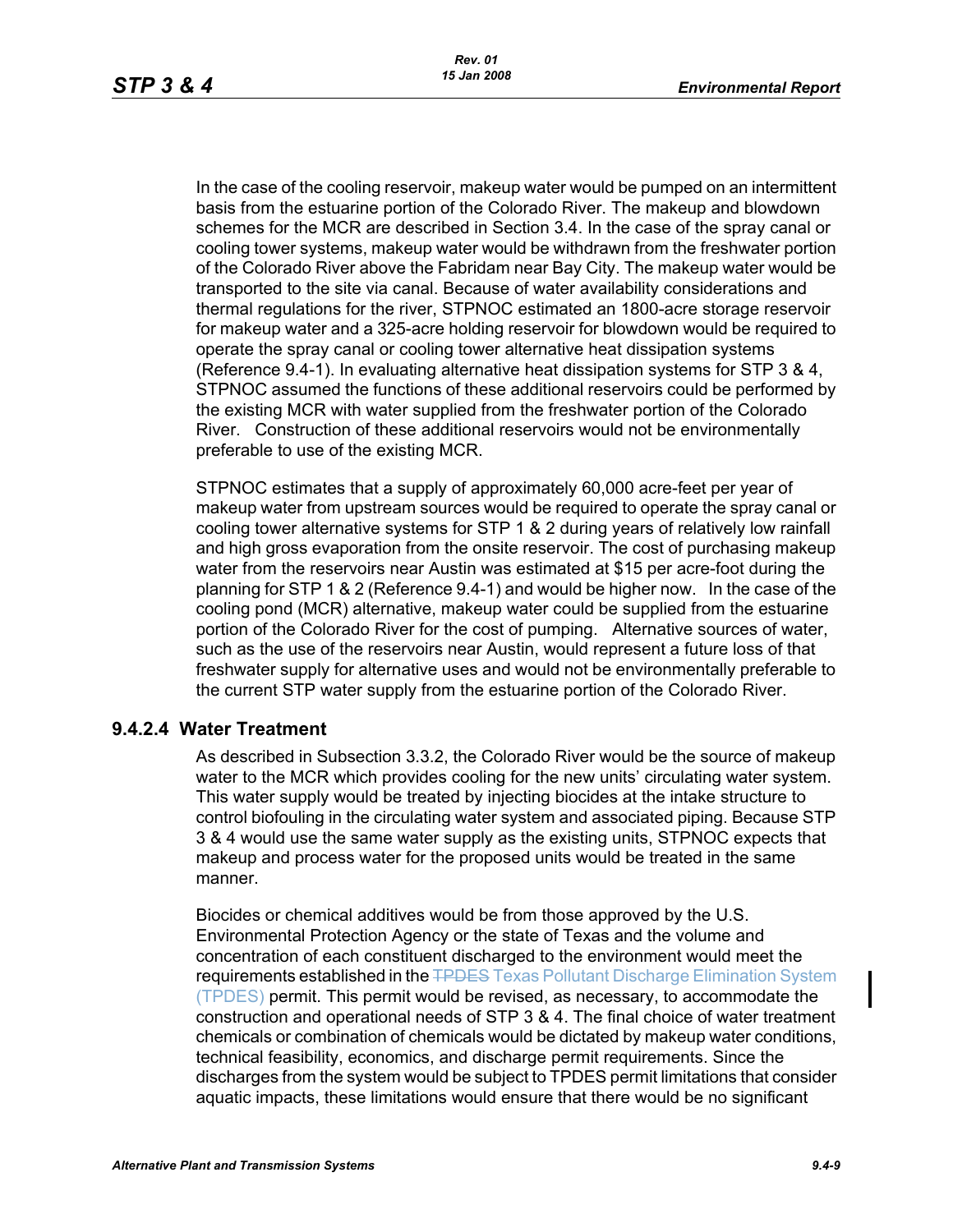In the case of the cooling reservoir, makeup water would be pumped on an intermittent basis from the estuarine portion of the Colorado River. The makeup and blowdown schemes for the MCR are described in Section 3.4. In the case of the spray canal or cooling tower systems, makeup water would be withdrawn from the freshwater portion of the Colorado River above the Fabridam near Bay City. The makeup water would be transported to the site via canal. Because of water availability considerations and thermal regulations for the river, STPNOC estimated an 1800-acre storage reservoir for makeup water and a 325-acre holding reservoir for blowdown would be required to operate the spray canal or cooling tower alternative heat dissipation systems (Reference 9.4-1). In evaluating alternative heat dissipation systems for STP 3 & 4, STPNOC assumed the functions of these additional reservoirs could be performed by the existing MCR with water supplied from the freshwater portion of the Colorado River. Construction of these additional reservoirs would not be environmentally preferable to use of the existing MCR.

STPNOC estimates that a supply of approximately 60,000 acre-feet per year of makeup water from upstream sources would be required to operate the spray canal or cooling tower alternative systems for STP 1 & 2 during years of relatively low rainfall and high gross evaporation from the onsite reservoir. The cost of purchasing makeup water from the reservoirs near Austin was estimated at $15 per acre-foot during the planning for STP 1 & 2 (Reference 9.4-1) and would be higher now. In the case of the cooling pond (MCR) alternative, makeup water could be supplied from the estuarine portion of the Colorado River for the cost of pumping. Alternative sources of water, such as the use of the reservoirs near Austin, would represent a future loss of that freshwater supply for alternative uses and would not be environmentally preferable to the current STP water supply from the estuarine portion of the Colorado River.

### 9.4.2.4 Water Treatment

As described in Subsection 3.3.2, the Colorado River would be the source of makeup water to the MCR which provides cooling for the new units' circulating water system. This water supply would be treated by injecting biocides at the intake structure to control biofouling in the circulating water system and associated piping. Because STP 3 & 4 would use the same water supply as the existing units, STPNOC expects that makeup and process water for the proposed units would be treated in the same manner.

Biocides or chemical additives would be from those approved by the U.S. Environmental Protection Agency or the state of Texas and the volume and concentration of each constituent discharged to the environment would meet the requirements established in the ~~TPDES~~ Texas Pollutant Discharge Elimination System (TPDES) permit. This permit would be revised, as necessary, to accommodate the construction and operational needs of STP 3 & 4. The final choice of water treatment chemicals or combination of chemicals would be dictated by makeup water conditions, technical feasibility, economics, and discharge permit requirements. Since the discharges from the system would be subject to TPDES permit limitations that consider aquatic impacts, these limitations would ensure that there would be no significant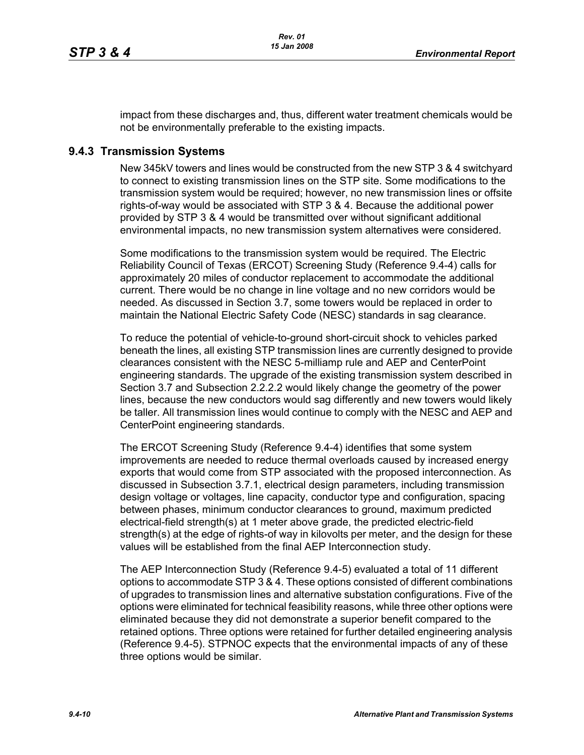impact from these discharges and, thus, different water treatment chemicals would be not be environmentally preferable to the existing impacts.

### 9.4.3 Transmission Systems

New 345kV towers and lines would be constructed from the new STP 3 & 4 switchyard to connect to existing transmission lines on the STP site. Some modifications to the transmission system would be required; however, no new transmission lines or offsite rights-of-way would be associated with STP 3 & 4. Because the additional power provided by STP 3 & 4 would be transmitted over without significant additional environmental impacts, no new transmission system alternatives were considered.

Some modifications to the transmission system would be required. The Electric Reliability Council of Texas (ERCOT) Screening Study (Reference 9.4-4) calls for approximately 20 miles of conductor replacement to accommodate the additional current. There would be no change in line voltage and no new corridors would be needed. As discussed in Section 3.7, some towers would be replaced in order to maintain the National Electric Safety Code (NESC) standards in sag clearance.

To reduce the potential of vehicle-to-ground short-circuit shock to vehicles parked beneath the lines, all existing STP transmission lines are currently designed to provide clearances consistent with the NESC 5-milliamp rule and AEP and CenterPoint engineering standards. The upgrade of the existing transmission system described in Section 3.7 and Subsection 2.2.2.2 would likely change the geometry of the power lines, because the new conductors would sag differently and new towers would likely be taller. All transmission lines would continue to comply with the NESC and AEP and CenterPoint engineering standards.

The ERCOT Screening Study (Reference 9.4-4) identifies that some system improvements are needed to reduce thermal overloads caused by increased energy exports that would come from STP associated with the proposed interconnection. As discussed in Subsection 3.7.1, electrical design parameters, including transmission design voltage or voltages, line capacity, conductor type and configuration, spacing between phases, minimum conductor clearances to ground, maximum predicted electrical-field strength(s) at 1 meter above grade, the predicted electric-field strength(s) at the edge of rights-of way in kilovolts per meter, and the design for these values will be established from the final AEP Interconnection study.

The AEP Interconnection Study (Reference 9.4-5) evaluated a total of 11 different options to accommodate STP 3 & 4. These options consisted of different combinations of upgrades to transmission lines and alternative substation configurations. Five of the options were eliminated for technical feasibility reasons, while three other options were eliminated because they did not demonstrate a superior benefit compared to the retained options. Three options were retained for further detailed engineering analysis (Reference 9.4-5). STPNOC expects that the environmental impacts of any of these three options would be similar.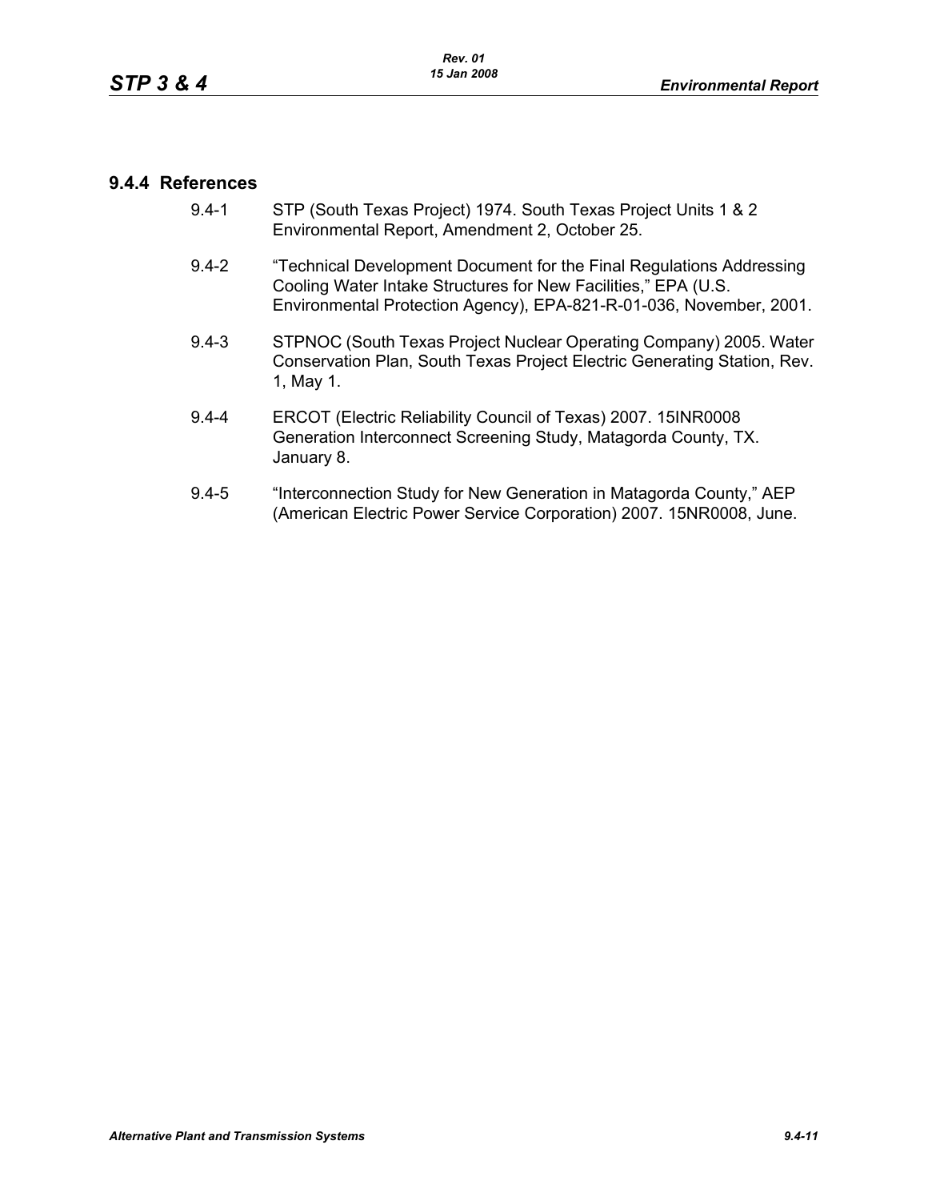### 9.4.4 References

9.4-1 STP (South Texas Project) 1974. South Texas Project Units 1 & 2 Environmental Report, Amendment 2, October 25.

9.4-2 "Technical Development Document for the Final Regulations Addressing Cooling Water Intake Structures for New Facilities," EPA (U.S. Environmental Protection Agency), EPA-821-R-01-036, November, 2001.

9.4-3 STPNOC (South Texas Project Nuclear Operating Company) 2005. Water Conservation Plan, South Texas Project Electric Generating Station, Rev. 1, May 1.

9.4-4 ERCOT (Electric Reliability Council of Texas) 2007. 15INR0008 Generation Interconnect Screening Study, Matagorda County, TX. January 8.

9.4-5 "Interconnection Study for New Generation in Matagorda County," AEP (American Electric Power Service Corporation) 2007. 15NR0008, June.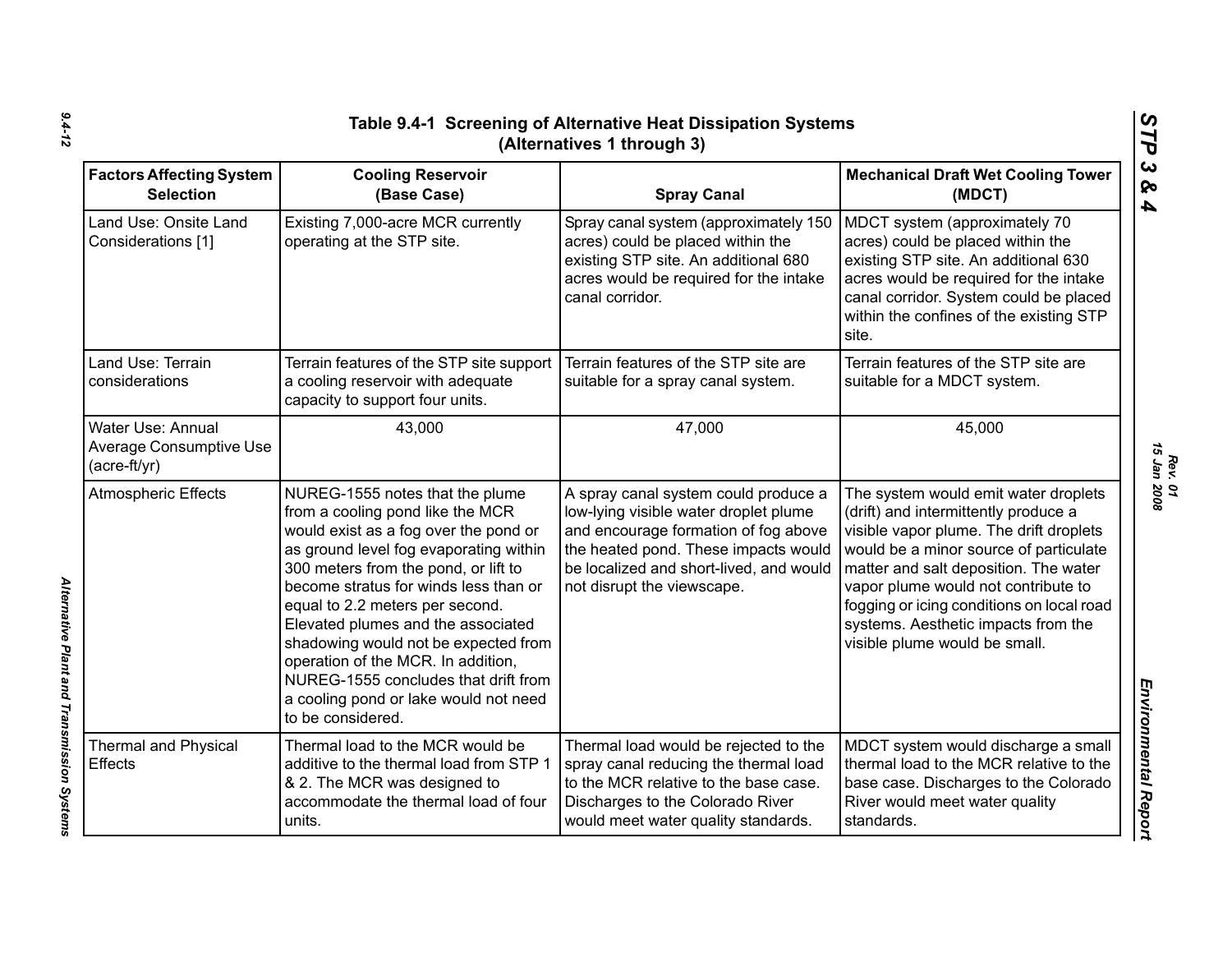# Table 9.4-1 Screening of Alternative Heat Dissipation Systems (Alternatives 1 through 3)

| Factors Affecting System Selection | Cooling Reservoir (Base Case) | Spray Canal | Mechanical Draft Wet Cooling Tower (MDCT) |
|---|---|---|---|
| Land Use: Onsite Land Considerations [1] | Existing 7,000-acre MCR currently operating at the STP site. | Spray canal system (approximately 150 acres) could be placed within the existing STP site. An additional 680 acres would be required for the intake canal corridor. | MDCT system (approximately 70 acres) could be placed within the existing STP site. An additional 630 acres would be required for the intake canal corridor. System could be placed within the confines of the existing STP site. |
| Land Use: Terrain considerations | Terrain features of the STP site support a cooling reservoir with adequate capacity to support four units. | Terrain features of the STP site are suitable for a spray canal system. | Terrain features of the STP site are suitable for a MDCT system. |
| Water Use: Annual Average Consumptive Use (acre-ft/yr) | 43,000 | 47,000 | 45,000 |
| Atmospheric Effects | NUREG-1555 notes that the plume from a cooling pond like the MCR would exist as a fog over the pond or as ground level fog evaporating within 300 meters from the pond, or lift to become stratus for winds less than or equal to 2.2 meters per second. Elevated plumes and the associated shadowing would not be expected from operation of the MCR. In addition, NUREG-1555 concludes that drift from a cooling pond or lake would not need to be considered. | A spray canal system could produce a low-lying visible water droplet plume and encourage formation of fog above the heated pond. These impacts would be localized and short-lived, and would not disrupt the viewscape. | The system would emit water droplets (drift) and intermittently produce a visible vapor plume. The drift droplets would be a minor source of particulate matter and salt deposition. The water vapor plume would not contribute to fogging or icing conditions on local road systems. Aesthetic impacts from the visible plume would be small. |
| Thermal and Physical Effects | Thermal load to the MCR would be additive to the thermal load from STP 1 & 2. The MCR was designed to accommodate the thermal load of four units. | Thermal load would be rejected to the spray canal reducing the thermal load to the MCR relative to the base case. Discharges to the Colorado River would meet water quality standards. | MDCT system would discharge a small thermal load to the MCR relative to the base case. Discharges to the Colorado River would meet water quality standards. |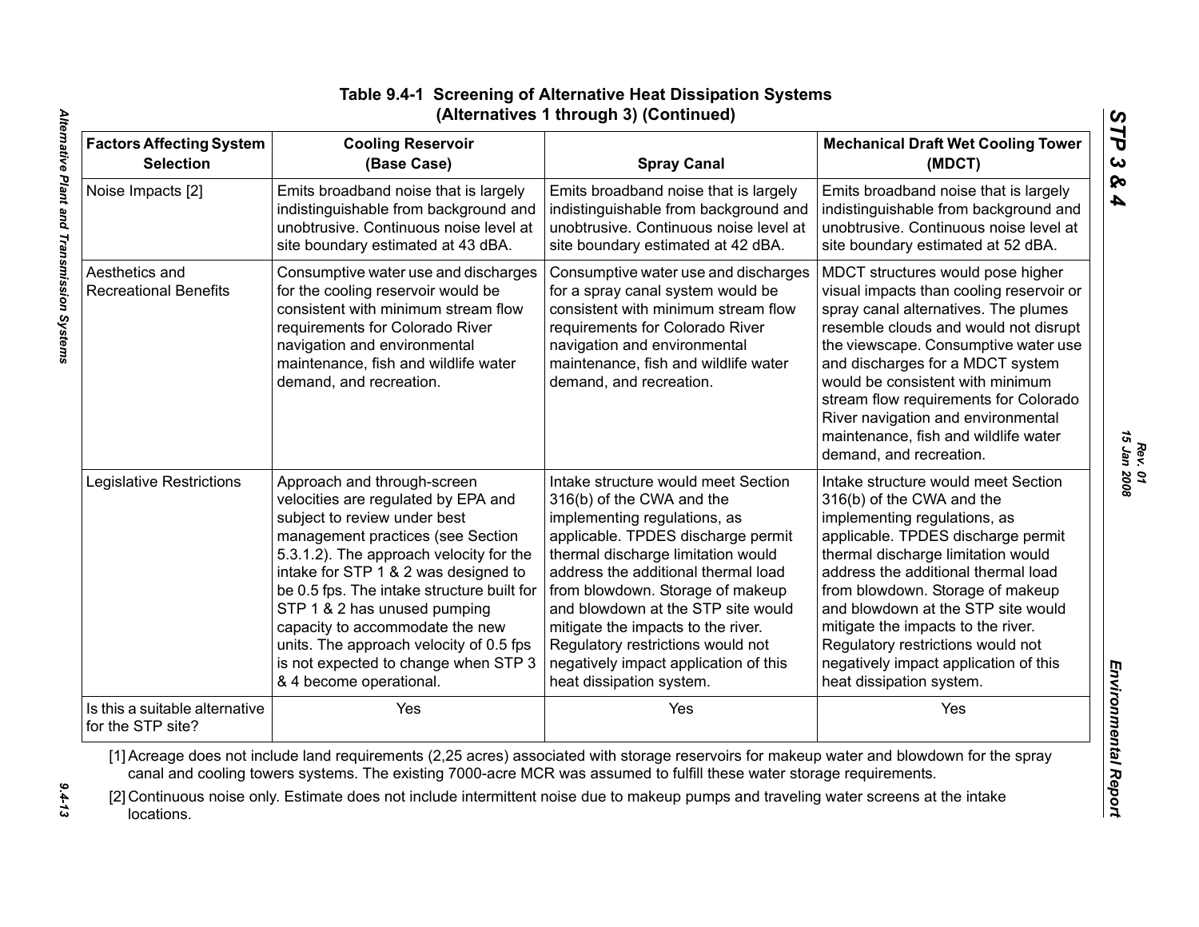# Table 9.4-1 Screening of Alternative Heat Dissipation Systems (Alternatives 1 through 3) (Continued)

| Factors Affecting System Selection | Cooling Reservoir (Base Case) | Spray Canal | Mechanical Draft Wet Cooling Tower (MDCT) |
|---|---|---|---|
| Noise Impacts [2] | Emits broadband noise that is largely indistinguishable from background and unobtrusive. Continuous noise level at site boundary estimated at 43 dBA. | Emits broadband noise that is largely indistinguishable from background and unobtrusive. Continuous noise level at site boundary estimated at 42 dBA. | Emits broadband noise that is largely indistinguishable from background and unobtrusive. Continuous noise level at site boundary estimated at 52 dBA. |
| Aesthetics and Recreational Benefits | Consumptive water use and discharges for the cooling reservoir would be consistent with minimum stream flow requirements for Colorado River navigation and environmental maintenance, fish and wildlife water demand, and recreation. | Consumptive water use and discharges for a spray canal system would be consistent with minimum stream flow requirements for Colorado River navigation and environmental maintenance, fish and wildlife water demand, and recreation. | MDCT structures would pose higher visual impacts than cooling reservoir or spray canal alternatives. The plumes resemble clouds and would not disrupt the viewscape. Consumptive water use and discharges for a MDCT system would be consistent with minimum stream flow requirements for Colorado River navigation and environmental maintenance, fish and wildlife water demand, and recreation. |
| Legislative Restrictions | Approach and through-screen velocities are regulated by EPA and subject to review under best management practices (see Section 5.3.1.2). The approach velocity for the intake for STP 1 & 2 was designed to be 0.5 fps. The intake structure built for STP 1 & 2 has unused pumping capacity to accommodate the new units. The approach velocity of 0.5 fps is not expected to change when STP 3 & 4 become operational. | Intake structure would meet Section 316(b) of the CWA and the implementing regulations, as applicable. TPDES discharge permit thermal discharge limitation would address the additional thermal load from blowdown. Storage of makeup and blowdown at the STP site would mitigate the impacts to the river. Regulatory restrictions would not negatively impact application of this heat dissipation system. | Intake structure would meet Section 316(b) of the CWA and the implementing regulations, as applicable. TPDES discharge permit thermal discharge limitation would address the additional thermal load from blowdown. Storage of makeup and blowdown at the STP site would mitigate the impacts to the river. Regulatory restrictions would not negatively impact application of this heat dissipation system. |
| Is this a suitable alternative for the STP site? | Yes | Yes | Yes |

[1] Acreage does not include land requirements (2,25 acres) associated with storage reservoirs for makeup water and blowdown for the spray canal and cooling towers systems. The existing 7000-acre MCR was assumed to fulfill these water storage requirements.

[2] Continuous noise only. Estimate does not include intermittent noise due to makeup pumps and traveling water screens at the intake locations.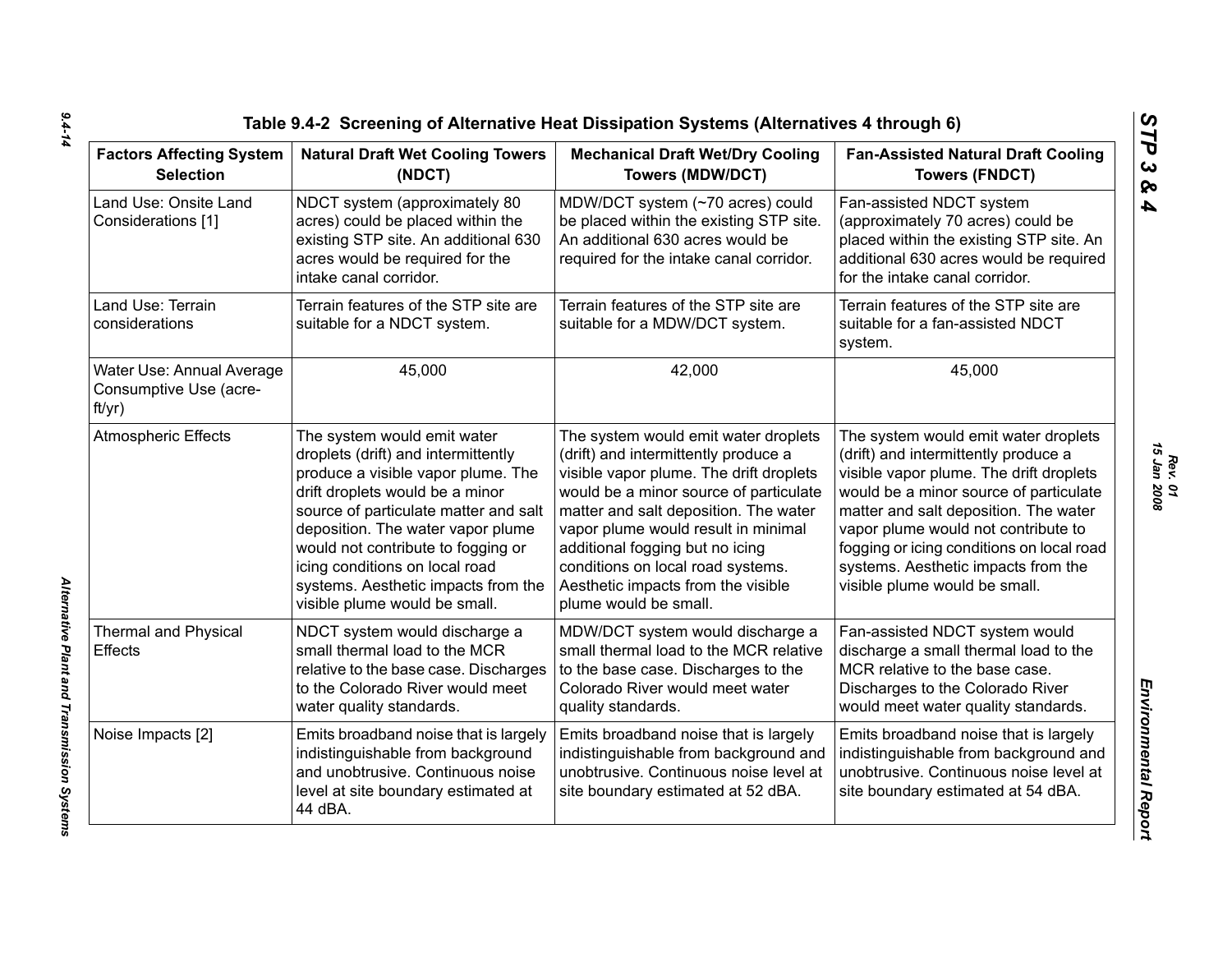### Table 9.4-2 Screening of Alternative Heat Dissipation Systems (Alternatives 4 through 6)

| Factors Affecting System Selection | Natural Draft Wet Cooling Towers (NDCT) | Mechanical Draft Wet/Dry Cooling Towers (MDW/DCT) | Fan-Assisted Natural Draft Cooling Towers (FNDCT) |
|---|---|---|---|
| Land Use: Onsite Land Considerations [1] | NDCT system (approximately 80 acres) could be placed within the existing STP site. An additional 630 acres would be required for the intake canal corridor. | MDW/DCT system (~70 acres) could be placed within the existing STP site. An additional 630 acres would be required for the intake canal corridor. | Fan-assisted NDCT system (approximately 70 acres) could be placed within the existing STP site. An additional 630 acres would be required for the intake canal corridor. |
| Land Use: Terrain considerations | Terrain features of the STP site are suitable for a NDCT system. | Terrain features of the STP site are suitable for a MDW/DCT system. | Terrain features of the STP site are suitable for a fan-assisted NDCT system. |
| Water Use: Annual Average Consumptive Use (acre-ft/yr) | 45,000 | 42,000 | 45,000 |
| Atmospheric Effects | The system would emit water droplets (drift) and intermittently produce a visible vapor plume. The drift droplets would be a minor source of particulate matter and salt deposition. The water vapor plume would not contribute to fogging or icing conditions on local road systems. Aesthetic impacts from the visible plume would be small. | The system would emit water droplets (drift) and intermittently produce a visible vapor plume. The drift droplets would be a minor source of particulate matter and salt deposition. The water vapor plume would result in minimal additional fogging but no icing conditions on local road systems. Aesthetic impacts from the visible plume would be small. | The system would emit water droplets (drift) and intermittently produce a visible vapor plume. The drift droplets would be a minor source of particulate matter and salt deposition. The water vapor plume would not contribute to fogging or icing conditions on local road systems. Aesthetic impacts from the visible plume would be small. |
| Thermal and Physical Effects | NDCT system would discharge a small thermal load to the MCR relative to the base case. Discharges to the Colorado River would meet water quality standards. | MDW/DCT system would discharge a small thermal load to the MCR relative to the base case. Discharges to the Colorado River would meet water quality standards. | Fan-assisted NDCT system would discharge a small thermal load to the MCR relative to the base case. Discharges to the Colorado River would meet water quality standards. |
| Noise Impacts [2] | Emits broadband noise that is largely indistinguishable from background and unobtrusive. Continuous noise level at site boundary estimated at 44 dBA. | Emits broadband noise that is largely indistinguishable from background and unobtrusive. Continuous noise level at site boundary estimated at 52 dBA. | Emits broadband noise that is largely indistinguishable from background and unobtrusive. Continuous noise level at site boundary estimated at 54 dBA. |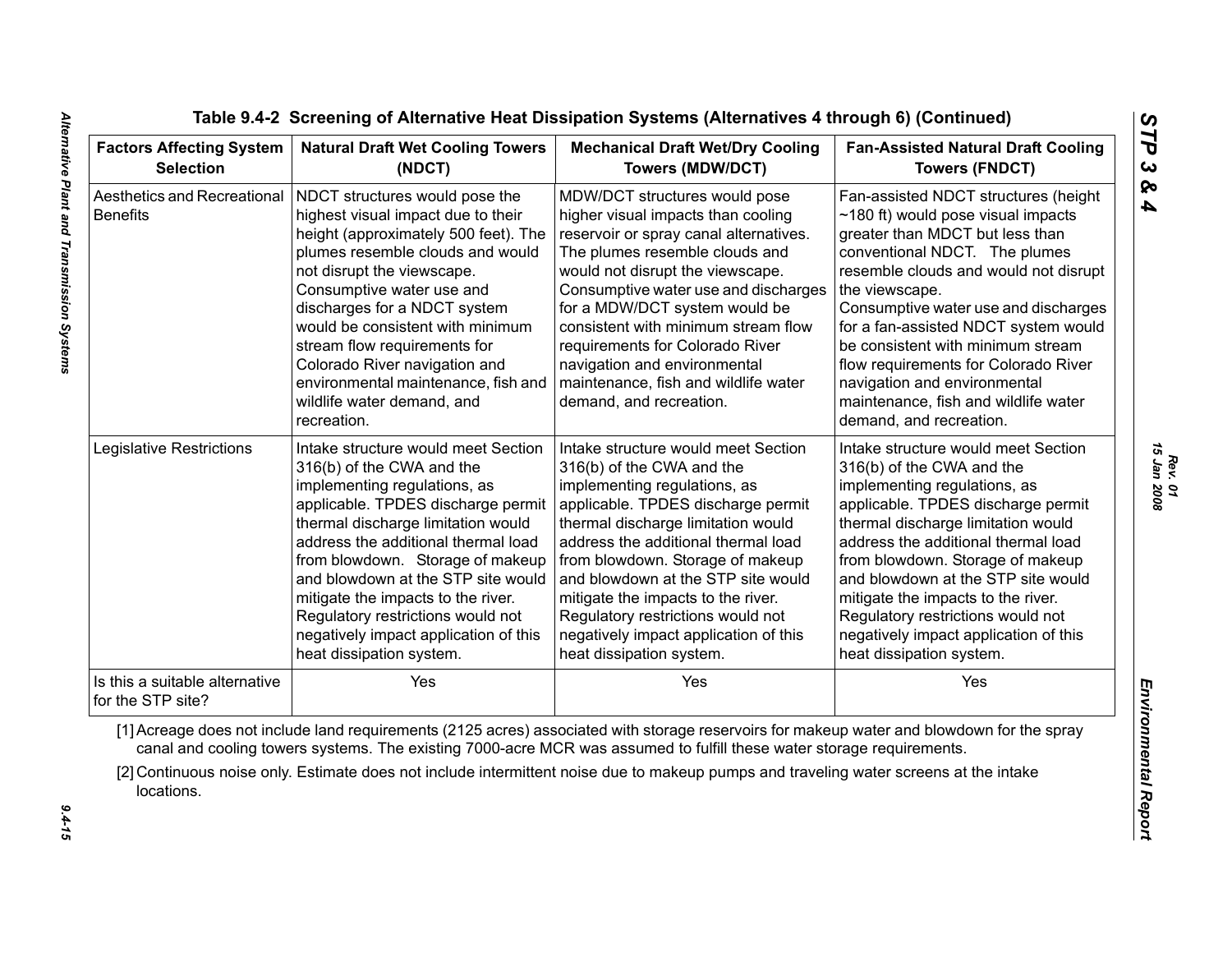**Table 9.4-2 Screening of Alternative Heat Dissipation Systems (Alternatives 4 through 6) (Continued)**

| Factors Affecting System Selection | Natural Draft Wet Cooling Towers (NDCT) | Mechanical Draft Wet/Dry Cooling Towers (MDW/DCT) | Fan-Assisted Natural Draft Cooling Towers (FNDCT) |
|---|---|---|---|
| Aesthetics and Recreational Benefits | NDCT structures would pose the highest visual impact due to their height (approximately 500 feet). The plumes resemble clouds and would not disrupt the viewscape. Consumptive water use and discharges for a NDCT system would be consistent with minimum stream flow requirements for Colorado River navigation and environmental maintenance, fish and wildlife water demand, and recreation. | MDW/DCT structures would pose higher visual impacts than cooling reservoir or spray canal alternatives. The plumes resemble clouds and would not disrupt the viewscape. Consumptive water use and discharges for a MDW/DCT system would be consistent with minimum stream flow requirements for Colorado River navigation and environmental maintenance, fish and wildlife water demand, and recreation. | Fan-assisted NDCT structures (height ~180 ft) would pose visual impacts greater than MDCT but less than conventional NDCT. The plumes resemble clouds and would not disrupt the viewscape. Consumptive water use and discharges for a fan-assisted NDCT system would be consistent with minimum stream flow requirements for Colorado River navigation and environmental maintenance, fish and wildlife water demand, and recreation. |
| Legislative Restrictions | Intake structure would meet Section 316(b) of the CWA and the implementing regulations, as applicable. TPDES discharge permit thermal discharge limitation would address the additional thermal load from blowdown. Storage of makeup and blowdown at the STP site would mitigate the impacts to the river. Regulatory restrictions would not negatively impact application of this heat dissipation system. | Intake structure would meet Section 316(b) of the CWA and the implementing regulations, as applicable. TPDES discharge permit thermal discharge limitation would address the additional thermal load from blowdown. Storage of makeup and blowdown at the STP site would mitigate the impacts to the river. Regulatory restrictions would not negatively impact application of this heat dissipation system. | Intake structure would meet Section 316(b) of the CWA and the implementing regulations, as applicable. TPDES discharge permit thermal discharge limitation would address the additional thermal load from blowdown. Storage of makeup and blowdown at the STP site would mitigate the impacts to the river. Regulatory restrictions would not negatively impact application of this heat dissipation system. |
| Is this a suitable alternative for the STP site? | Yes | Yes | Yes |

[1] Acreage does not include land requirements (2125 acres) associated with storage reservoirs for makeup water and blowdown for the spray canal and cooling towers systems. The existing 7000-acre MCR was assumed to fulfill these water storage requirements.

[2] Continuous noise only. Estimate does not include intermittent noise due to makeup pumps and traveling water screens at the intake locations.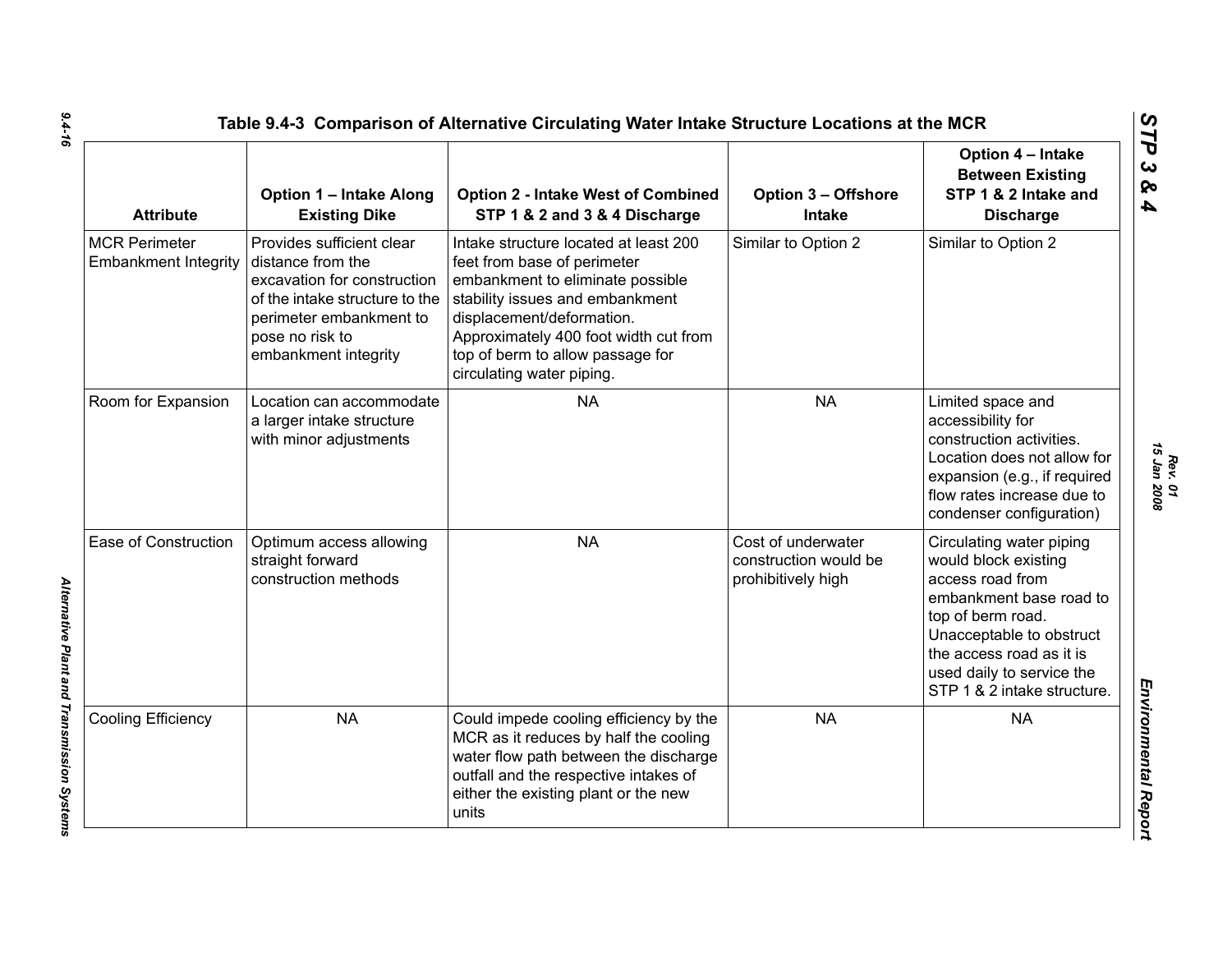**Table 9.4-3 Comparison of Alternative Circulating Water Intake Structure Locations at the MCR**

| Attribute | Option 1 – Intake Along Existing Dike | Option 2 - Intake West of Combined STP 1 & 2 and 3 & 4 Discharge | Option 3 – Offshore Intake | Option 4 – Intake Between Existing STP 1 & 2 Intake and Discharge |
|---|---|---|---|---|
| MCR Perimeter Embankment Integrity | Provides sufficient clear distance from the excavation for construction of the intake structure to the perimeter embankment to pose no risk to embankment integrity | Intake structure located at least 200 feet from base of perimeter embankment to eliminate possible stability issues and embankment displacement/deformation. Approximately 400 foot width cut from top of berm to allow passage for circulating water piping. | Similar to Option 2 | Similar to Option 2 |
| Room for Expansion | Location can accommodate a larger intake structure with minor adjustments | NA | NA | Limited space and accessibility for construction activities. Location does not allow for expansion (e.g., if required flow rates increase due to condenser configuration) |
| Ease of Construction | Optimum access allowing straight forward construction methods | NA | Cost of underwater construction would be prohibitively high | Circulating water piping would block existing access road from embankment base road to top of berm road. Unacceptable to obstruct the access road as it is used daily to service the STP 1 & 2 intake structure. |
| Cooling Efficiency | NA | Could impede cooling efficiency by the MCR as it reduces by half the cooling water flow path between the discharge outfall and the respective intakes of either the existing plant or the new units | NA | NA |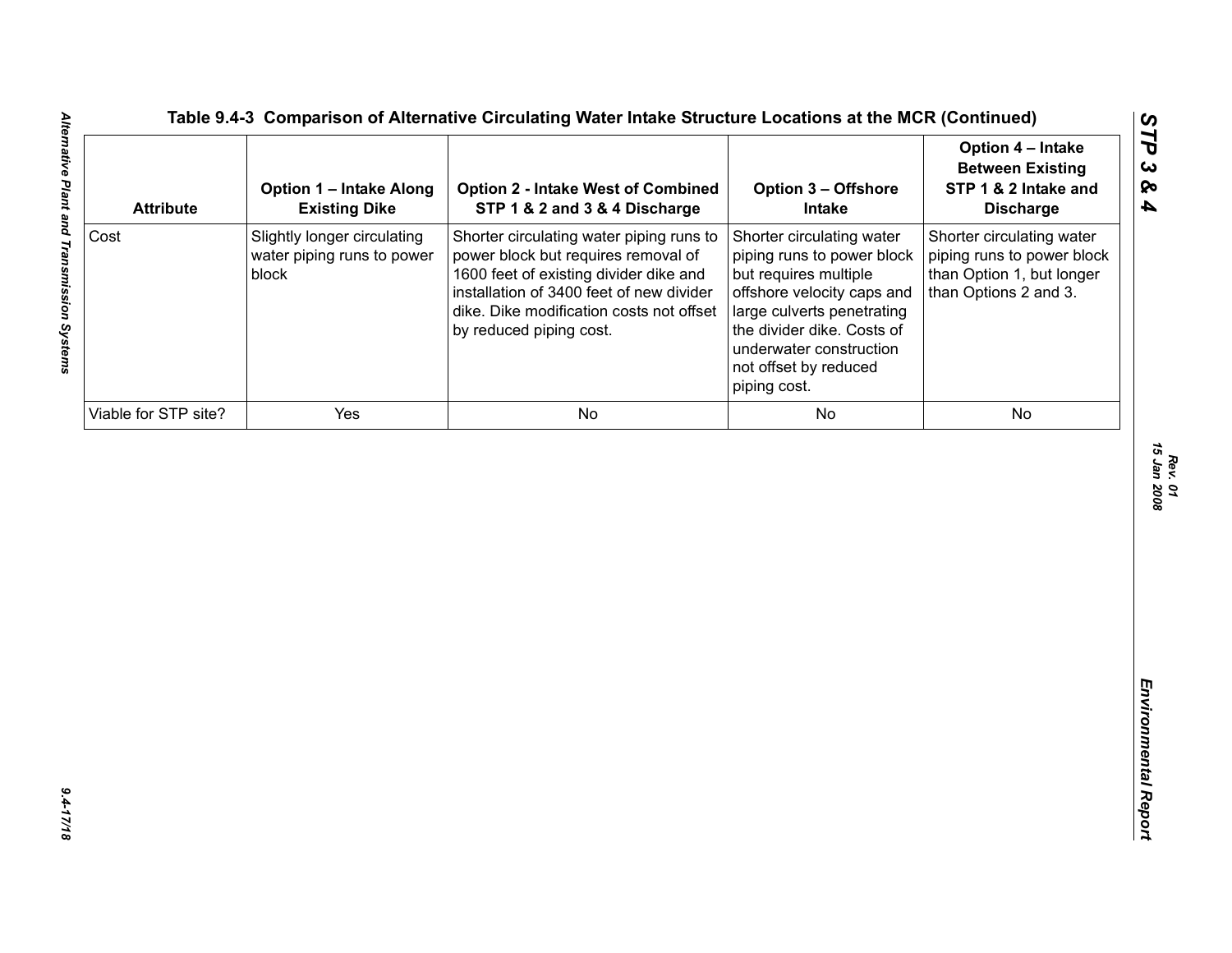**Table 9.4-3 Comparison of Alternative Circulating Water Intake Structure Locations at the MCR (Continued)**

| Attribute | Option 1 – Intake Along Existing Dike | Option 2 - Intake West of Combined STP 1 & 2 and 3 & 4 Discharge | Option 3 – Offshore Intake | Option 4 – Intake Between Existing STP 1 & 2 Intake and Discharge |
|---|---|---|---|---|
| Cost | Slightly longer circulating water piping runs to power block | Shorter circulating water piping runs to power block but requires removal of 1600 feet of existing divider dike and installation of 3400 feet of new divider dike. Dike modification costs not offset by reduced piping cost. | Shorter circulating water piping runs to power block but requires multiple offshore velocity caps and large culverts penetrating the divider dike. Costs of underwater construction not offset by reduced piping cost. | Shorter circulating water piping runs to power block than Option 1, but longer than Options 2 and 3. |
| Viable for STP site? | Yes | No | No | No |